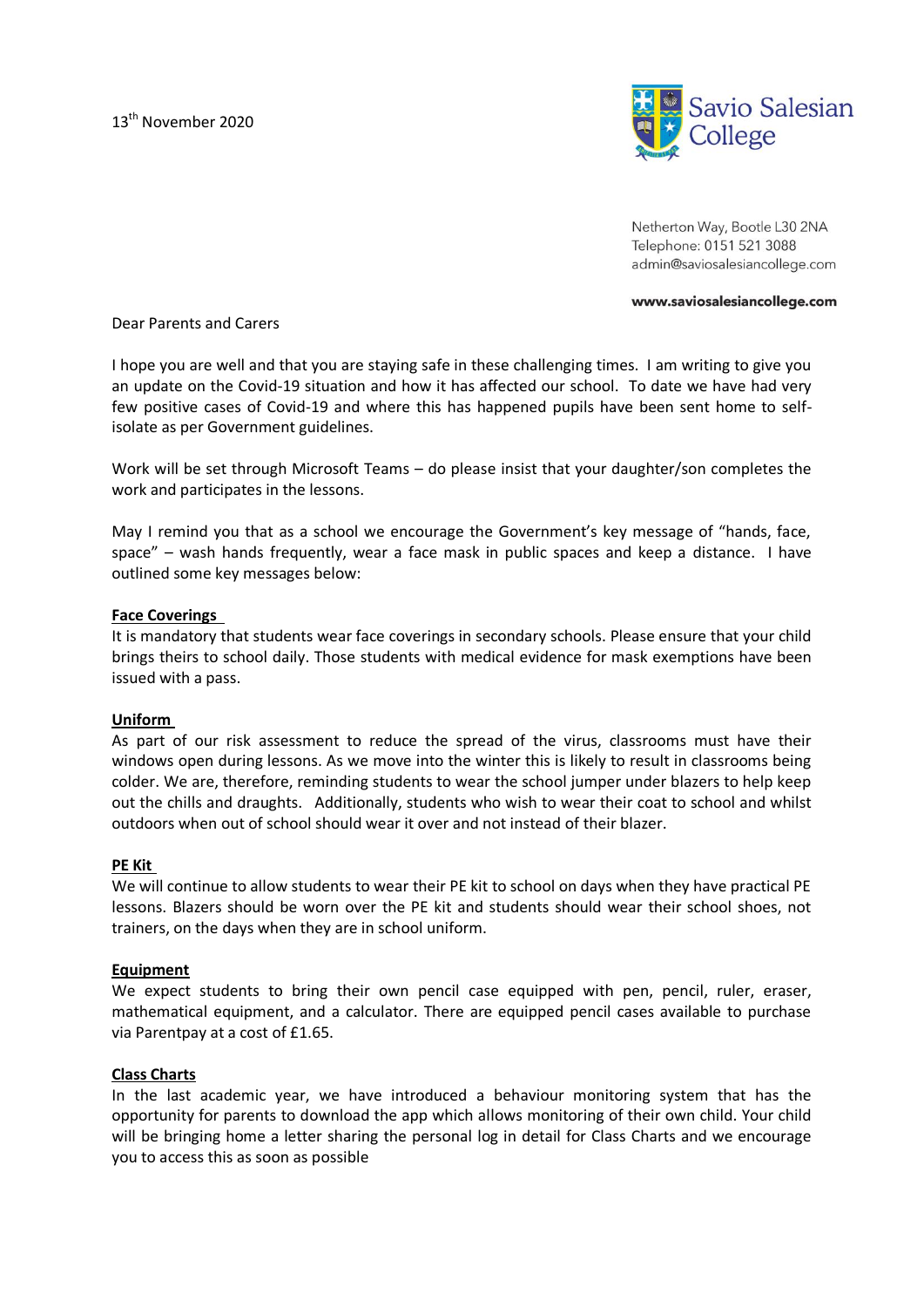13th November 2020

Savio Salesian College

Netherton Way, Bootle L30 2NA
Telephone: 0151 521 3088
admin@saviosalesiancollege.com

**www.saviosalesiancollege.com**

Dear Parents and Carers

I hope you are well and that you are staying safe in these challenging times. I am writing to give you an update on the Covid-19 situation and how it has affected our school. To date we have had very few positive cases of Covid-19 and where this has happened pupils have been sent home to self-isolate as per Government guidelines.

Work will be set through Microsoft Teams – do please insist that your daughter/son completes the work and participates in the lessons.

May I remind you that as a school we encourage the Government's key message of "hands, face, space" – wash hands frequently, wear a face mask in public spaces and keep a distance. I have outlined some key messages below:

**Face Coverings**

It is mandatory that students wear face coverings in secondary schools. Please ensure that your child brings theirs to school daily. Those students with medical evidence for mask exemptions have been issued with a pass.

**Uniform**

As part of our risk assessment to reduce the spread of the virus, classrooms must have their windows open during lessons. As we move into the winter this is likely to result in classrooms being colder. We are, therefore, reminding students to wear the school jumper under blazers to help keep out the chills and draughts. Additionally, students who wish to wear their coat to school and whilst outdoors when out of school should wear it over and not instead of their blazer.

**PE Kit**

We will continue to allow students to wear their PE kit to school on days when they have practical PE lessons. Blazers should be worn over the PE kit and students should wear their school shoes, not trainers, on the days when they are in school uniform.

**Equipment**

We expect students to bring their own pencil case equipped with pen, pencil, ruler, eraser, mathematical equipment, and a calculator. There are equipped pencil cases available to purchase via Parentpay at a cost of £1.65.

**Class Charts**

In the last academic year, we have introduced a behaviour monitoring system that has the opportunity for parents to download the app which allows monitoring of their own child. Your child will be bringing home a letter sharing the personal log in detail for Class Charts and we encourage you to access this as soon as possible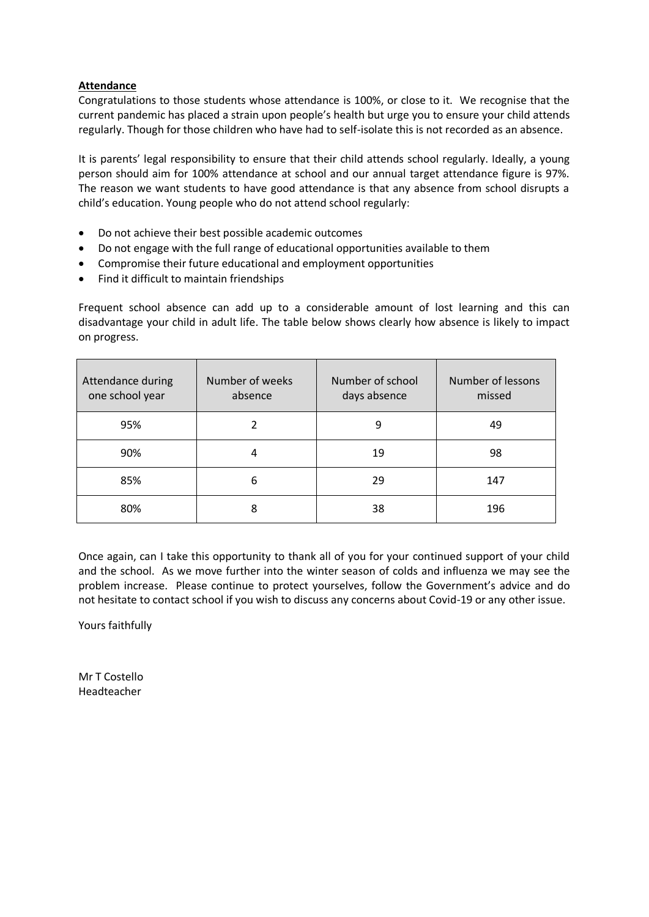**Attendance**

Congratulations to those students whose attendance is 100%, or close to it. We recognise that the current pandemic has placed a strain upon people's health but urge you to ensure your child attends regularly. Though for those children who have had to self-isolate this is not recorded as an absence.

It is parents' legal responsibility to ensure that their child attends school regularly. Ideally, a young person should aim for 100% attendance at school and our annual target attendance figure is 97%. The reason we want students to have good attendance is that any absence from school disrupts a child's education. Young people who do not attend school regularly:

- Do not achieve their best possible academic outcomes
- Do not engage with the full range of educational opportunities available to them
- Compromise their future educational and employment opportunities
- Find it difficult to maintain friendships

Frequent school absence can add up to a considerable amount of lost learning and this can disadvantage your child in adult life. The table below shows clearly how absence is likely to impact on progress.

| Attendance during one school year | Number of weeks absence | Number of school days absence | Number of lessons missed |
|---|---|---|---|
| 95% | 2 | 9 | 49 |
| 90% | 4 | 19 | 98 |
| 85% | 6 | 29 | 147 |
| 80% | 8 | 38 | 196 |

Once again, can I take this opportunity to thank all of you for your continued support of your child and the school. As we move further into the winter season of colds and influenza we may see the problem increase. Please continue to protect yourselves, follow the Government's advice and do not hesitate to contact school if you wish to discuss any concerns about Covid-19 or any other issue.

Yours faithfully

Mr T Costello
Headteacher